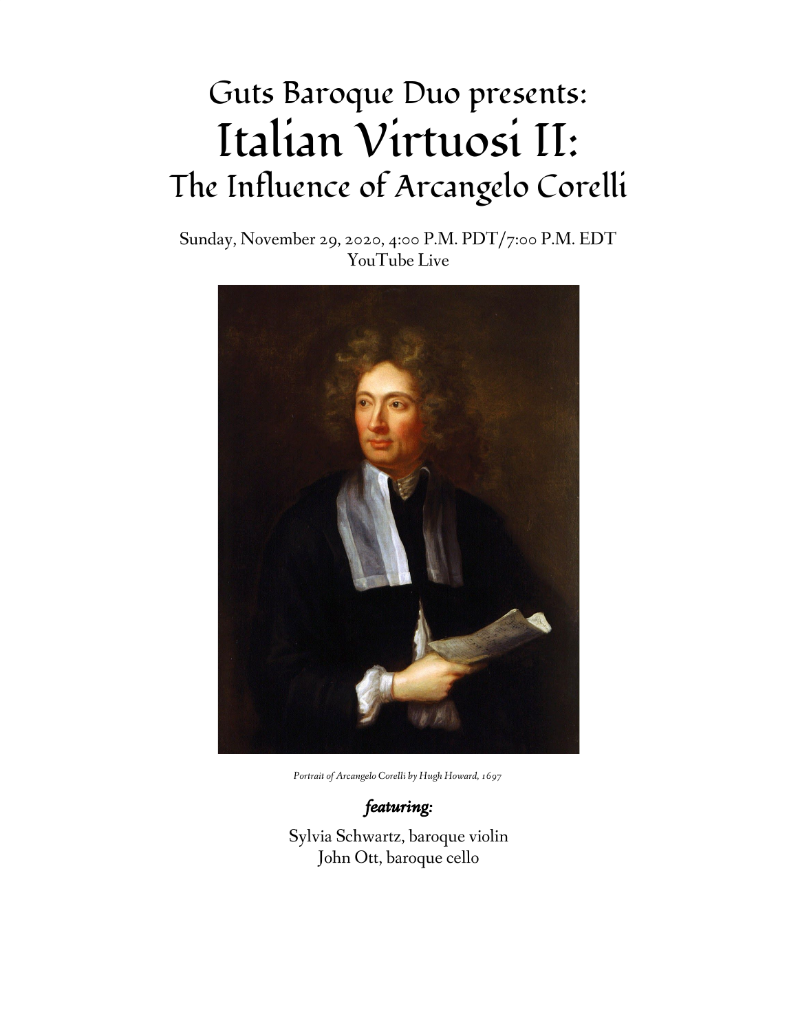# Guts Baroque Duo presents:
# Italian Virtuosi II:
## The Influence of Arcangelo Corelli

Sunday, November 29, 2020, 4:00 P.M. PDT/7:00 P.M. EDT
YouTube Live

*Portrait of Arcangelo Corelli by Hugh Howard, 1697*

***featuring:***

Sylvia Schwartz, baroque violin
John Ott, baroque cello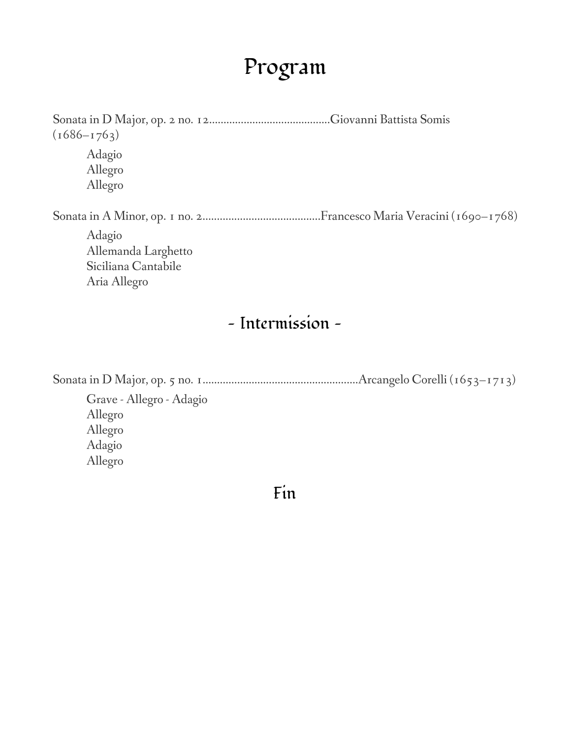# Program

Sonata in D Major, op. 2 no. 12..........................................Giovanni Battista Somis (1686–1763)

Adagio
Allegro
Allegro

Sonata in A Minor, op. 1 no. 2..........................................Francesco Maria Veracini (1690–1768)

Adagio
Allemanda Larghetto
Siciliana Cantabile
Aria Allegro

## - Intermission -

Sonata in D Major, op. 5 no. 1......................................................Arcangelo Corelli (1653–1713)

Grave - Allegro - Adagio
Allegro
Allegro
Adagio
Allegro

## Fin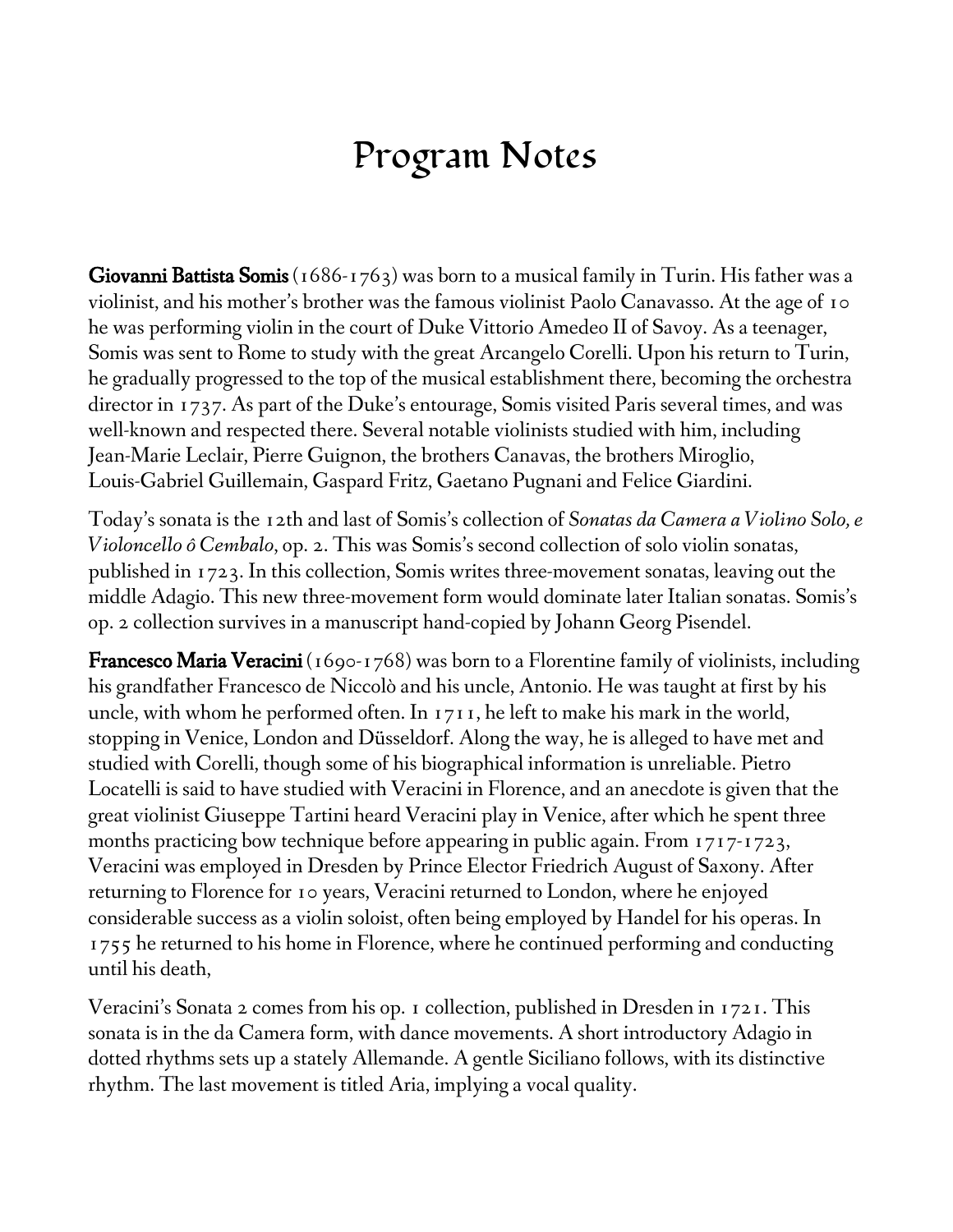# Program Notes

**Giovanni Battista Somis** (1686-1763) was born to a musical family in Turin. His father was a violinist, and his mother's brother was the famous violinist Paolo Canavasso. At the age of 10 he was performing violin in the court of Duke Vittorio Amedeo II of Savoy. As a teenager, Somis was sent to Rome to study with the great Arcangelo Corelli. Upon his return to Turin, he gradually progressed to the top of the musical establishment there, becoming the orchestra director in 1737. As part of the Duke's entourage, Somis visited Paris several times, and was well-known and respected there. Several notable violinists studied with him, including Jean-Marie Leclair, Pierre Guignon, the brothers Canavas, the brothers Miroglio, Louis-Gabriel Guillemain, Gaspard Fritz, Gaetano Pugnani and Felice Giardini.

Today's sonata is the 12th and last of Somis's collection of *Sonatas da Camera a Violino Solo, e Violoncello ô Cembalo*, op. 2. This was Somis's second collection of solo violin sonatas, published in 1723. In this collection, Somis writes three-movement sonatas, leaving out the middle Adagio. This new three-movement form would dominate later Italian sonatas. Somis's op. 2 collection survives in a manuscript hand-copied by Johann Georg Pisendel.

**Francesco Maria Veracini** (1690-1768) was born to a Florentine family of violinists, including his grandfather Francesco de Niccolò and his uncle, Antonio. He was taught at first by his uncle, with whom he performed often. In 1711, he left to make his mark in the world, stopping in Venice, London and Düsseldorf. Along the way, he is alleged to have met and studied with Corelli, though some of his biographical information is unreliable. Pietro Locatelli is said to have studied with Veracini in Florence, and an anecdote is given that the great violinist Giuseppe Tartini heard Veracini play in Venice, after which he spent three months practicing bow technique before appearing in public again. From 1717-1723, Veracini was employed in Dresden by Prince Elector Friedrich August of Saxony. After returning to Florence for 10 years, Veracini returned to London, where he enjoyed considerable success as a violin soloist, often being employed by Handel for his operas. In 1755 he returned to his home in Florence, where he continued performing and conducting until his death,

Veracini's Sonata 2 comes from his op. 1 collection, published in Dresden in 1721. This sonata is in the da Camera form, with dance movements. A short introductory Adagio in dotted rhythms sets up a stately Allemande. A gentle Siciliano follows, with its distinctive rhythm. The last movement is titled Aria, implying a vocal quality.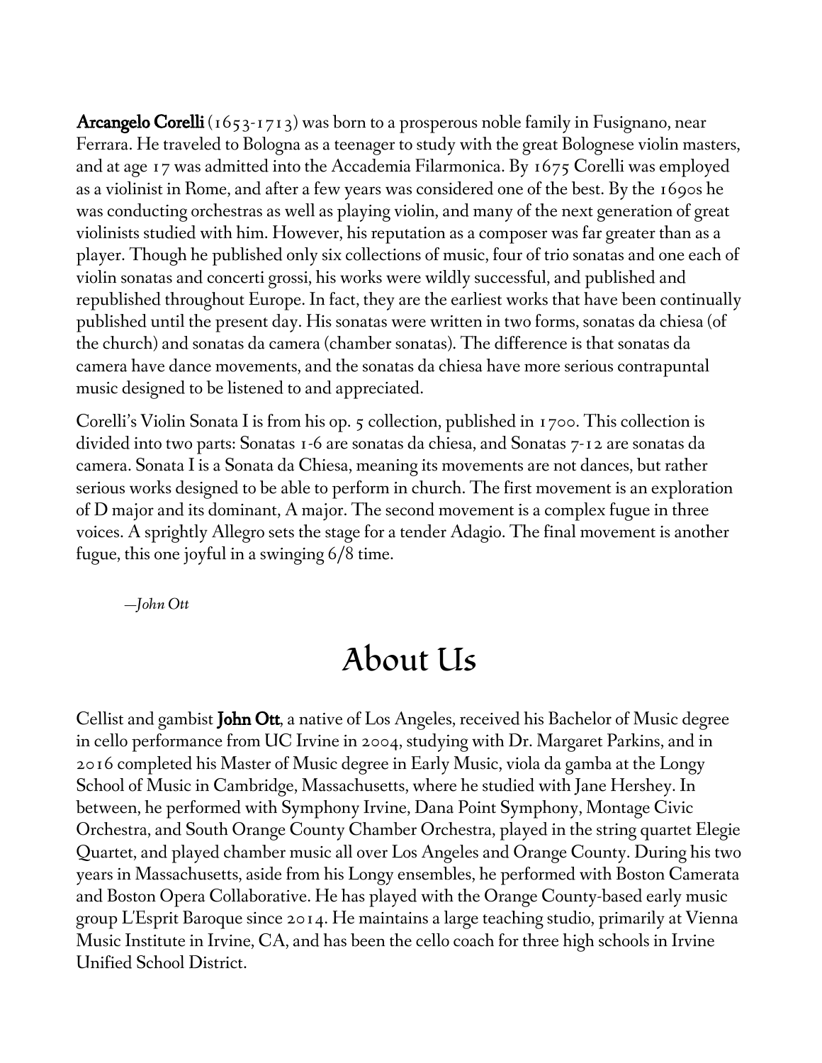**Arcangelo Corelli** (1653-1713) was born to a prosperous noble family in Fusignano, near Ferrara. He traveled to Bologna as a teenager to study with the great Bolognese violin masters, and at age 17 was admitted into the Accademia Filarmonica. By 1675 Corelli was employed as a violinist in Rome, and after a few years was considered one of the best. By the 1690s he was conducting orchestras as well as playing violin, and many of the next generation of great violinists studied with him. However, his reputation as a composer was far greater than as a player. Though he published only six collections of music, four of trio sonatas and one each of violin sonatas and concerti grossi, his works were wildly successful, and published and republished throughout Europe. In fact, they are the earliest works that have been continually published until the present day. His sonatas were written in two forms, sonatas da chiesa (of the church) and sonatas da camera (chamber sonatas). The difference is that sonatas da camera have dance movements, and the sonatas da chiesa have more serious contrapuntal music designed to be listened to and appreciated.

Corelli's Violin Sonata I is from his op. 5 collection, published in 1700. This collection is divided into two parts: Sonatas 1-6 are sonatas da chiesa, and Sonatas 7-12 are sonatas da camera. Sonata I is a Sonata da Chiesa, meaning its movements are not dances, but rather serious works designed to be able to perform in church. The first movement is an exploration of D major and its dominant, A major. The second movement is a complex fugue in three voices. A sprightly Allegro sets the stage for a tender Adagio. The final movement is another fugue, this one joyful in a swinging 6/8 time.

*—John Ott*

# About Us

Cellist and gambist **John Ott**, a native of Los Angeles, received his Bachelor of Music degree in cello performance from UC Irvine in 2004, studying with Dr. Margaret Parkins, and in 2016 completed his Master of Music degree in Early Music, viola da gamba at the Longy School of Music in Cambridge, Massachusetts, where he studied with Jane Hershey. In between, he performed with Symphony Irvine, Dana Point Symphony, Montage Civic Orchestra, and South Orange County Chamber Orchestra, played in the string quartet Elegie Quartet, and played chamber music all over Los Angeles and Orange County. During his two years in Massachusetts, aside from his Longy ensembles, he performed with Boston Camerata and Boston Opera Collaborative. He has played with the Orange County-based early music group L'Esprit Baroque since 2014. He maintains a large teaching studio, primarily at Vienna Music Institute in Irvine, CA, and has been the cello coach for three high schools in Irvine Unified School District.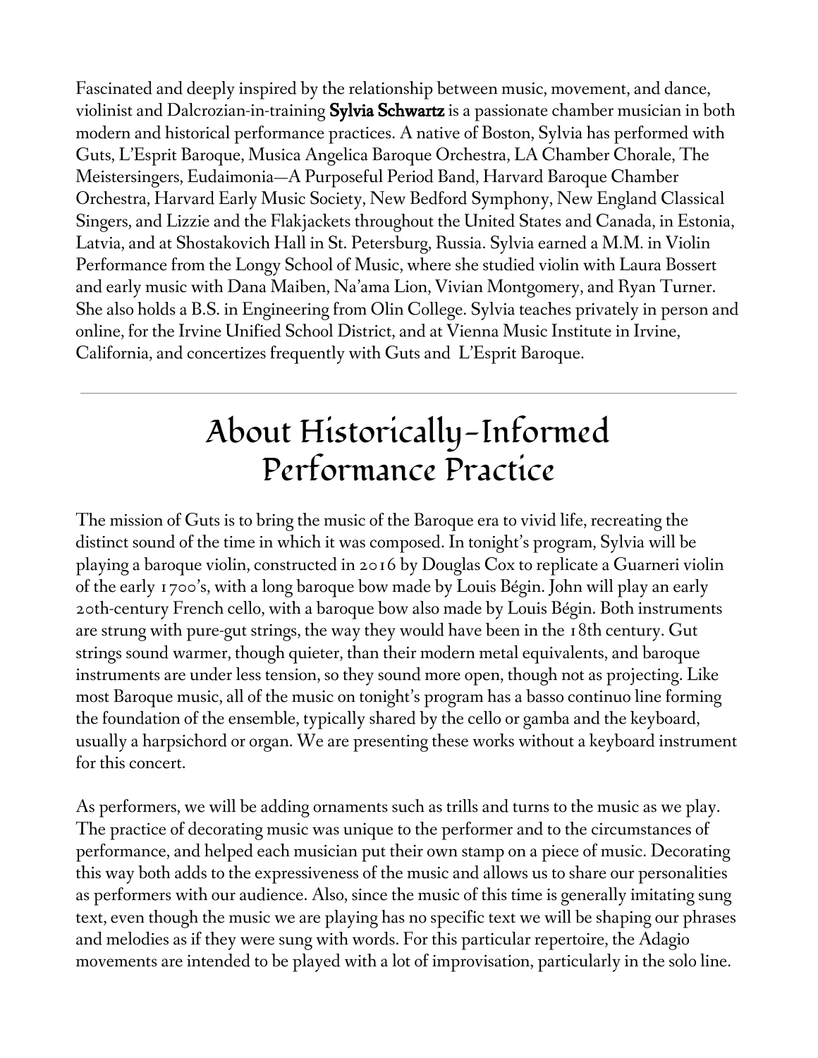Fascinated and deeply inspired by the relationship between music, movement, and dance, violinist and Dalcrozian-in-training **Sylvia Schwartz** is a passionate chamber musician in both modern and historical performance practices. A native of Boston, Sylvia has performed with Guts, L'Esprit Baroque, Musica Angelica Baroque Orchestra, LA Chamber Chorale, The Meistersingers, Eudaimonia—A Purposeful Period Band, Harvard Baroque Chamber Orchestra, Harvard Early Music Society, New Bedford Symphony, New England Classical Singers, and Lizzie and the Flakjackets throughout the United States and Canada, in Estonia, Latvia, and at Shostakovich Hall in St. Petersburg, Russia. Sylvia earned a M.M. in Violin Performance from the Longy School of Music, where she studied violin with Laura Bossert and early music with Dana Maiben, Na'ama Lion, Vivian Montgomery, and Ryan Turner. She also holds a B.S. in Engineering from Olin College. Sylvia teaches privately in person and online, for the Irvine Unified School District, and at Vienna Music Institute in Irvine, California, and concertizes frequently with Guts and L'Esprit Baroque.

---

# About Historically-Informed Performance Practice

The mission of Guts is to bring the music of the Baroque era to vivid life, recreating the distinct sound of the time in which it was composed. In tonight's program, Sylvia will be playing a baroque violin, constructed in 2016 by Douglas Cox to replicate a Guarneri violin of the early 1700's, with a long baroque bow made by Louis Bégin. John will play an early 20th-century French cello, with a baroque bow also made by Louis Bégin. Both instruments are strung with pure-gut strings, the way they would have been in the 18th century. Gut strings sound warmer, though quieter, than their modern metal equivalents, and baroque instruments are under less tension, so they sound more open, though not as projecting. Like most Baroque music, all of the music on tonight's program has a basso continuo line forming the foundation of the ensemble, typically shared by the cello or gamba and the keyboard, usually a harpsichord or organ. We are presenting these works without a keyboard instrument for this concert.

As performers, we will be adding ornaments such as trills and turns to the music as we play. The practice of decorating music was unique to the performer and to the circumstances of performance, and helped each musician put their own stamp on a piece of music. Decorating this way both adds to the expressiveness of the music and allows us to share our personalities as performers with our audience. Also, since the music of this time is generally imitating sung text, even though the music we are playing has no specific text we will be shaping our phrases and melodies as if they were sung with words. For this particular repertoire, the Adagio movements are intended to be played with a lot of improvisation, particularly in the solo line.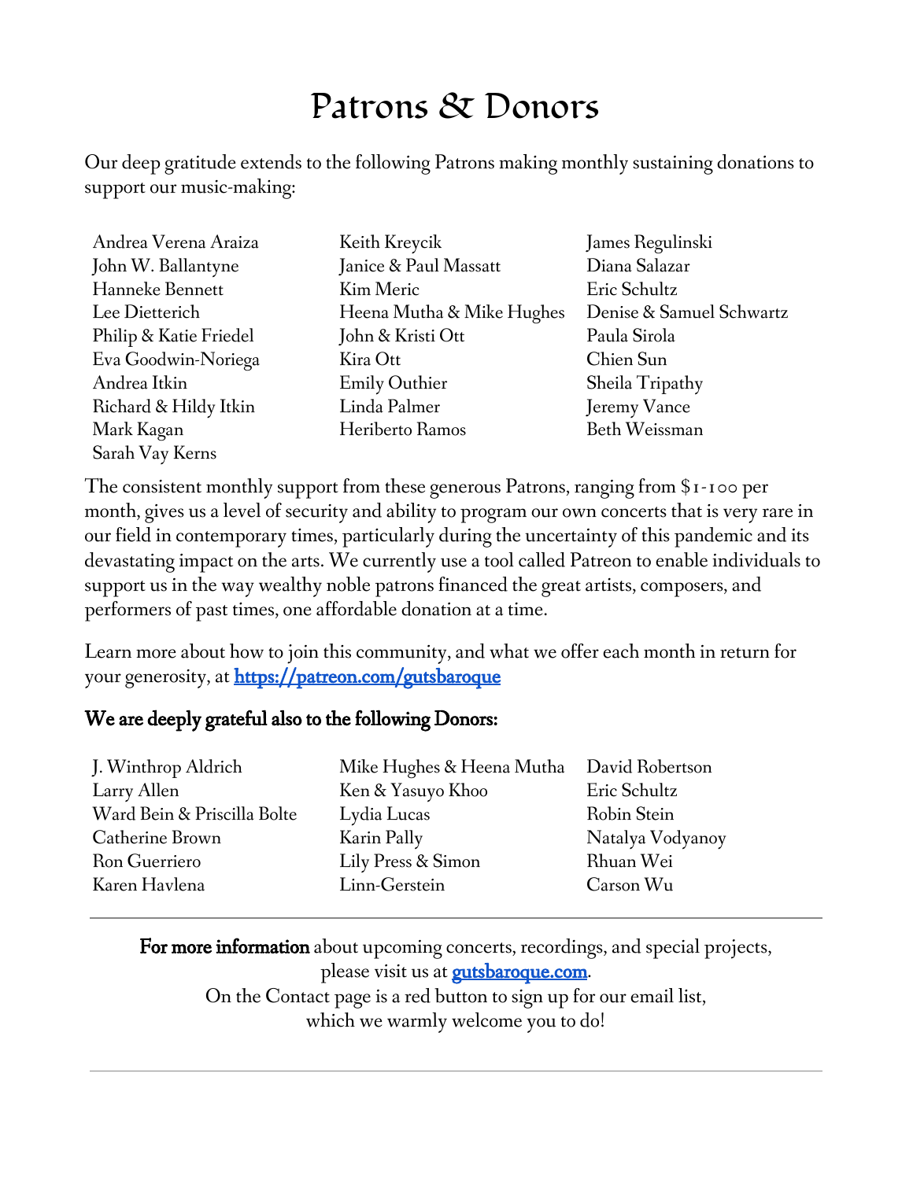# Patrons & Donors

Our deep gratitude extends to the following Patrons making monthly sustaining donations to support our music-making:

Andrea Verena Araiza
John W. Ballantyne
Hanneke Bennett
Lee Dietterich
Philip & Katie Friedel
Eva Goodwin-Noriega
Andrea Itkin
Richard & Hildy Itkin
Mark Kagan
Sarah Vay Kerns
Keith Kreycik
Janice & Paul Massatt
Kim Meric
Heena Mutha & Mike Hughes
John & Kristi Ott
Kira Ott
Emily Outhier
Linda Palmer
Heriberto Ramos
James Regulinski
Diana Salazar
Eric Schultz
Denise & Samuel Schwartz
Paula Sirola
Chien Sun
Sheila Tripathy
Jeremy Vance
Beth Weissman

The consistent monthly support from these generous Patrons, ranging from $1-100 per month, gives us a level of security and ability to program our own concerts that is very rare in our field in contemporary times, particularly during the uncertainty of this pandemic and its devastating impact on the arts. We currently use a tool called Patreon to enable individuals to support us in the way wealthy noble patrons financed the great artists, composers, and performers of past times, one affordable donation at a time.

Learn more about how to join this community, and what we offer each month in return for your generosity, at **https://patreon.com/gutsbaroque**

### We are deeply grateful also to the following Donors:

J. Winthrop Aldrich
Larry Allen
Ward Bein & Priscilla Bolte
Catherine Brown
Ron Guerriero
Karen Havlena
Mike Hughes & Heena Mutha
Ken & Yasuyo Khoo
Lydia Lucas
Karin Pally
Lily Press & Simon Linn-Gerstein
David Robertson
Eric Schultz
Robin Stein
Natalya Vodyanoy
Rhuan Wei
Carson Wu

---

**For more information** about upcoming concerts, recordings, and special projects, please visit us at **gutsbaroque.com**.
On the Contact page is a red button to sign up for our email list, which we warmly welcome you to do!